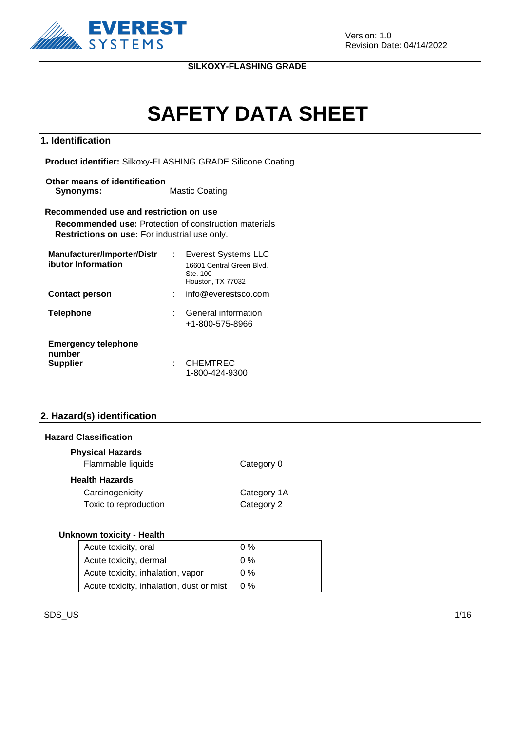Version: 1.0
Revision Date: 04/14/2022

**SILKOXY-FLASHING GRADE**

# SAFETY DATA SHEET

## 1. Identification

**Product identifier:** Silkoxy-FLASHING GRADE Silicone Coating

**Other means of identification**
**Synonyms:** Mastic Coating

**Recommended use and restriction on use**
**Recommended use:** Protection of construction materials
**Restrictions on use:** For industrial use only.

| | | |
|---|---|---|
| **Manufacturer/Importer/Distributor Information** | : | Everest Systems LLC<br>16601 Central Green Blvd.<br>Ste. 100<br>Houston, TX 77032 |
| **Contact person** | : | info@everestsco.com |
| **Telephone** | : | General information<br>+1-800-575-8966 |
| **Emergency telephone number**<br>**Supplier** | : | CHEMTREC<br>1-800-424-9300 |

## 2. Hazard(s) identification

**Hazard Classification**

**Physical Hazards**

| | |
|---|---|
| Flammable liquids | Category 0 |

**Health Hazards**

| | |
|---|---|
| Carcinogenicity | Category 1A |
| Toxic to reproduction | Category 2 |

**Unknown toxicity - Health**

| | |
|---|---|
| Acute toxicity, oral | 0 % |
| Acute toxicity, dermal | 0 % |
| Acute toxicity, inhalation, vapor | 0 % |
| Acute toxicity, inhalation, dust or mist | 0 % |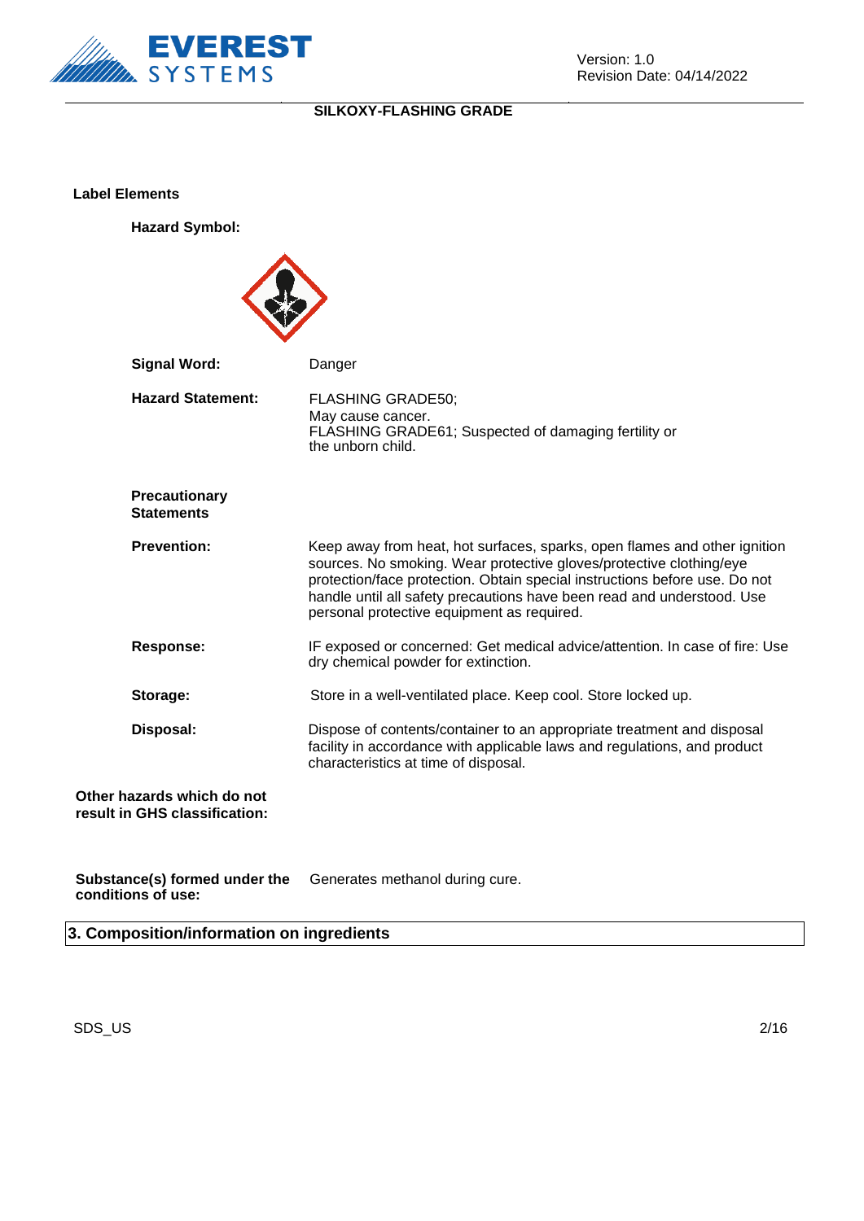**Label Elements**

**Hazard Symbol:**

| | |
|---|---|
| **Signal Word:** | Danger |
| **Hazard Statement:** | FLASHING GRADE50;<br>May cause cancer.<br>FLASHING GRADE61; Suspected of damaging fertility or the unborn child. |

**Precautionary Statements**

| | |
|---|---|
| **Prevention:** | Keep away from heat, hot surfaces, sparks, open flames and other ignition sources. No smoking. Wear protective gloves/protective clothing/eye protection/face protection. Obtain special instructions before use. Do not handle until all safety precautions have been read and understood. Use personal protective equipment as required. |
| **Response:** | IF exposed or concerned: Get medical advice/attention. In case of fire: Use dry chemical powder for extinction. |
| **Storage:** | Store in a well-ventilated place. Keep cool. Store locked up. |
| **Disposal:** | Dispose of contents/container to an appropriate treatment and disposal facility in accordance with applicable laws and regulations, and product characteristics at time of disposal. |

**Other hazards which do not result in GHS classification:**

**Substance(s) formed under the conditions of use:** Generates methanol during cure.

## 3. Composition/information on ingredients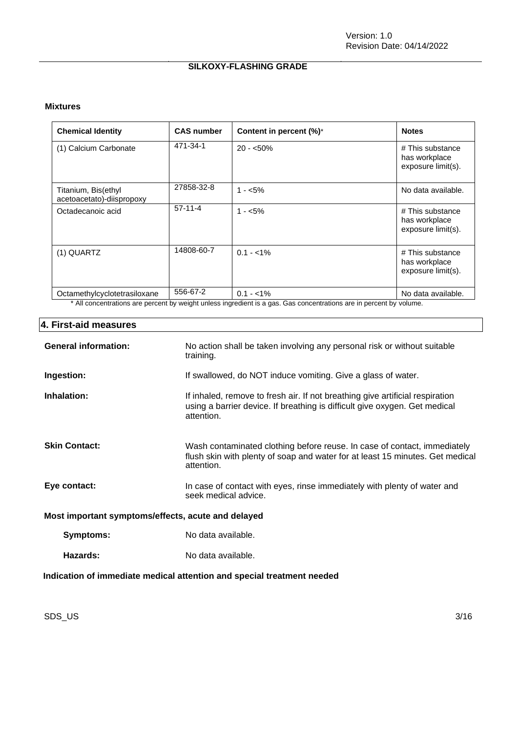### Mixtures

| Chemical Identity | CAS number | Content in percent (%)* | Notes |
|---|---|---|---|
| (1) Calcium Carbonate | 471-34-1 | 20 - <50% | # This substance has workplace exposure limit(s). |
| Titanium, Bis(ethyl acetoacetato)-diispropoxy | 27858-32-8 | 1 - <5% | No data available. |
| Octadecanoic acid | 57-11-4 | 1 - <5% | # This substance has workplace exposure limit(s). |
| (1) QUARTZ | 14808-60-7 | 0.1 - <1% | # This substance has workplace exposure limit(s). |
| Octamethylcyclotetrasiloxane | 556-67-2 | 0.1 - <1% | No data available. |

* All concentrations are percent by weight unless ingredient is a gas. Gas concentrations are in percent by volume.

## 4. First-aid measures

**General information:** No action shall be taken involving any personal risk or without suitable training.

**Ingestion:** If swallowed, do NOT induce vomiting. Give a glass of water.

**Inhalation:** If inhaled, remove to fresh air. If not breathing give artificial respiration using a barrier device. If breathing is difficult give oxygen. Get medical attention.

**Skin Contact:** Wash contaminated clothing before reuse. In case of contact, immediately flush skin with plenty of soap and water for at least 15 minutes. Get medical attention.

**Eye contact:** In case of contact with eyes, rinse immediately with plenty of water and seek medical advice.

### Most important symptoms/effects, acute and delayed

**Symptoms:** No data available.

**Hazards:** No data available.

### Indication of immediate medical attention and special treatment needed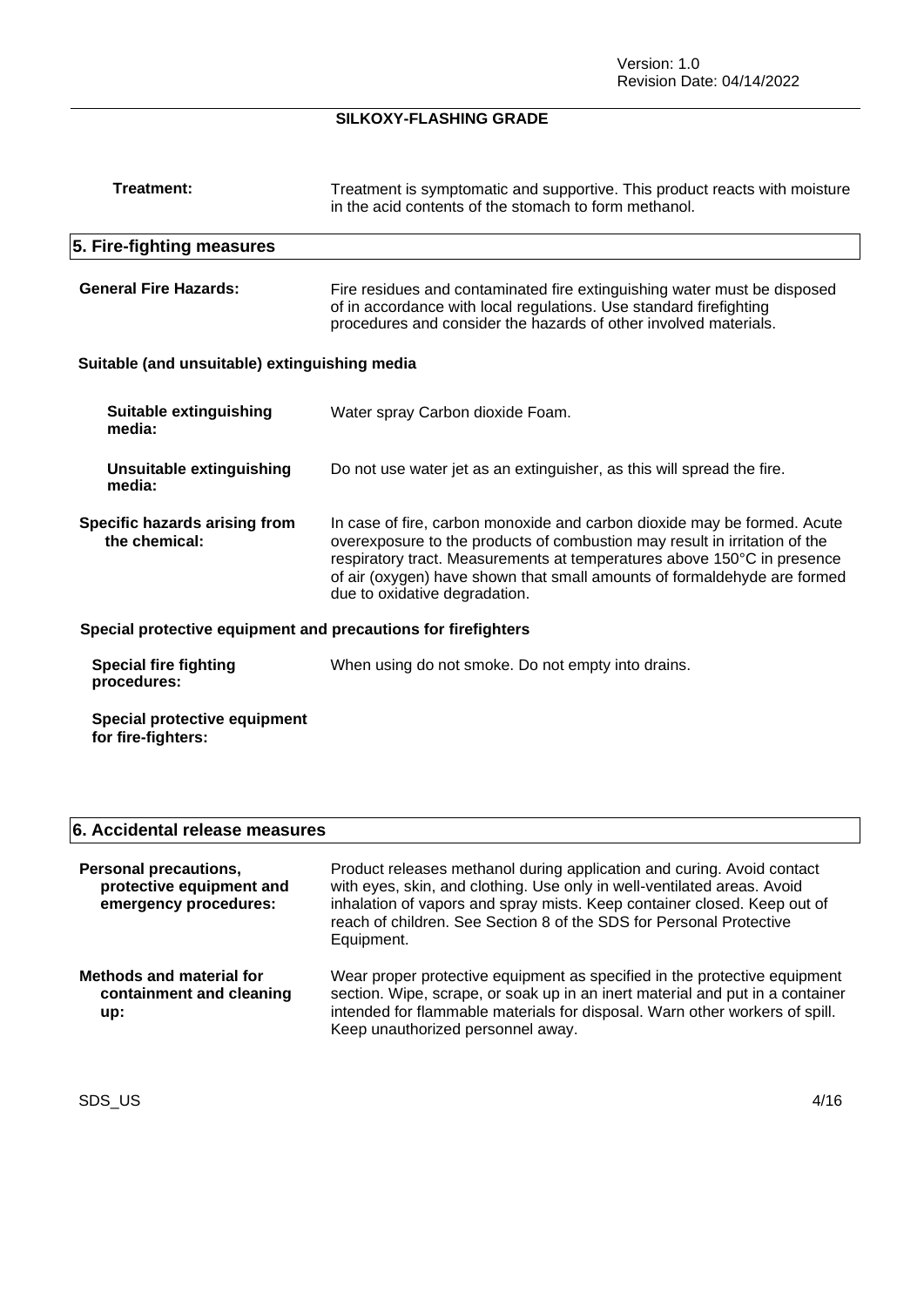**Treatment:** Treatment is symptomatic and supportive. This product reacts with moisture in the acid contents of the stomach to form methanol.

## 5. Fire-fighting measures

**General Fire Hazards:** Fire residues and contaminated fire extinguishing water must be disposed of in accordance with local regulations. Use standard firefighting procedures and consider the hazards of other involved materials.

### Suitable (and unsuitable) extinguishing media

**Suitable extinguishing media:** Water spray Carbon dioxide Foam.

**Unsuitable extinguishing media:** Do not use water jet as an extinguisher, as this will spread the fire.

**Specific hazards arising from the chemical:** In case of fire, carbon monoxide and carbon dioxide may be formed. Acute overexposure to the products of combustion may result in irritation of the respiratory tract. Measurements at temperatures above 150°C in presence of air (oxygen) have shown that small amounts of formaldehyde are formed due to oxidative degradation.

### Special protective equipment and precautions for firefighters

**Special fire fighting procedures:** When using do not smoke. Do not empty into drains.

**Special protective equipment for fire-fighters:**

## 6. Accidental release measures

**Personal precautions, protective equipment and emergency procedures:** Product releases methanol during application and curing. Avoid contact with eyes, skin, and clothing. Use only in well-ventilated areas. Avoid inhalation of vapors and spray mists. Keep container closed. Keep out of reach of children. See Section 8 of the SDS for Personal Protective Equipment.

**Methods and material for containment and cleaning up:** Wear proper protective equipment as specified in the protective equipment section. Wipe, scrape, or soak up in an inert material and put in a container intended for flammable materials for disposal. Warn other workers of spill. Keep unauthorized personnel away.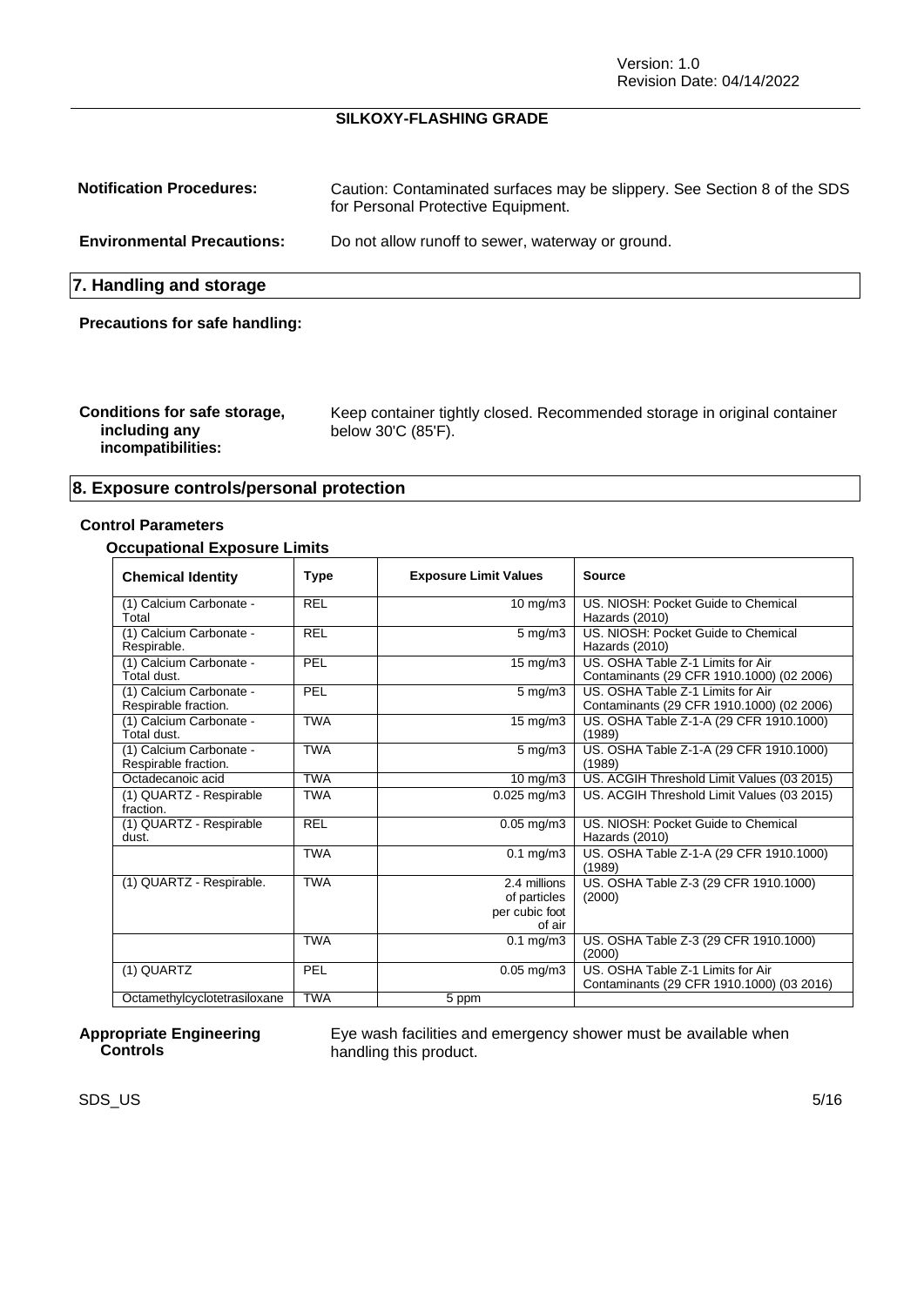**Notification Procedures:** Caution: Contaminated surfaces may be slippery. See Section 8 of the SDS for Personal Protective Equipment.

**Environmental Precautions:** Do not allow runoff to sewer, waterway or ground.

## 7. Handling and storage

**Precautions for safe handling:**

**Conditions for safe storage, including any incompatibilities:** Keep container tightly closed. Recommended storage in original container below 30'C (85'F).

## 8. Exposure controls/personal protection

### Control Parameters

#### Occupational Exposure Limits

| Chemical Identity | Type | Exposure Limit Values | Source |
|---|---|---|---|
| (1) Calcium Carbonate - Total | REL | 10 mg/m3 | US. NIOSH: Pocket Guide to Chemical Hazards (2010) |
| (1) Calcium Carbonate - Respirable. | REL | 5 mg/m3 | US. NIOSH: Pocket Guide to Chemical Hazards (2010) |
| (1) Calcium Carbonate - Total dust. | PEL | 15 mg/m3 | US. OSHA Table Z-1 Limits for Air Contaminants (29 CFR 1910.1000) (02 2006) |
| (1) Calcium Carbonate - Respirable fraction. | PEL | 5 mg/m3 | US. OSHA Table Z-1 Limits for Air Contaminants (29 CFR 1910.1000) (02 2006) |
| (1) Calcium Carbonate - Total dust. | TWA | 15 mg/m3 | US. OSHA Table Z-1-A (29 CFR 1910.1000) (1989) |
| (1) Calcium Carbonate - Respirable fraction. | TWA | 5 mg/m3 | US. OSHA Table Z-1-A (29 CFR 1910.1000) (1989) |
| Octadecanoic acid | TWA | 10 mg/m3 | US. ACGIH Threshold Limit Values (03 2015) |
| (1) QUARTZ - Respirable fraction. | TWA | 0.025 mg/m3 | US. ACGIH Threshold Limit Values (03 2015) |
| (1) QUARTZ - Respirable dust. | REL | 0.05 mg/m3 | US. NIOSH: Pocket Guide to Chemical Hazards (2010) |
| | TWA | 0.1 mg/m3 | US. OSHA Table Z-1-A (29 CFR 1910.1000) (1989) |
| (1) QUARTZ - Respirable. | TWA | 2.4 millions of particles per cubic foot of air | US. OSHA Table Z-3 (29 CFR 1910.1000) (2000) |
| | TWA | 0.1 mg/m3 | US. OSHA Table Z-3 (29 CFR 1910.1000) (2000) |
| (1) QUARTZ | PEL | 0.05 mg/m3 | US. OSHA Table Z-1 Limits for Air Contaminants (29 CFR 1910.1000) (03 2016) |
| Octamethylcyclotetrasiloxane | TWA | 5 ppm | |

**Appropriate Engineering Controls:** Eye wash facilities and emergency shower must be available when handling this product.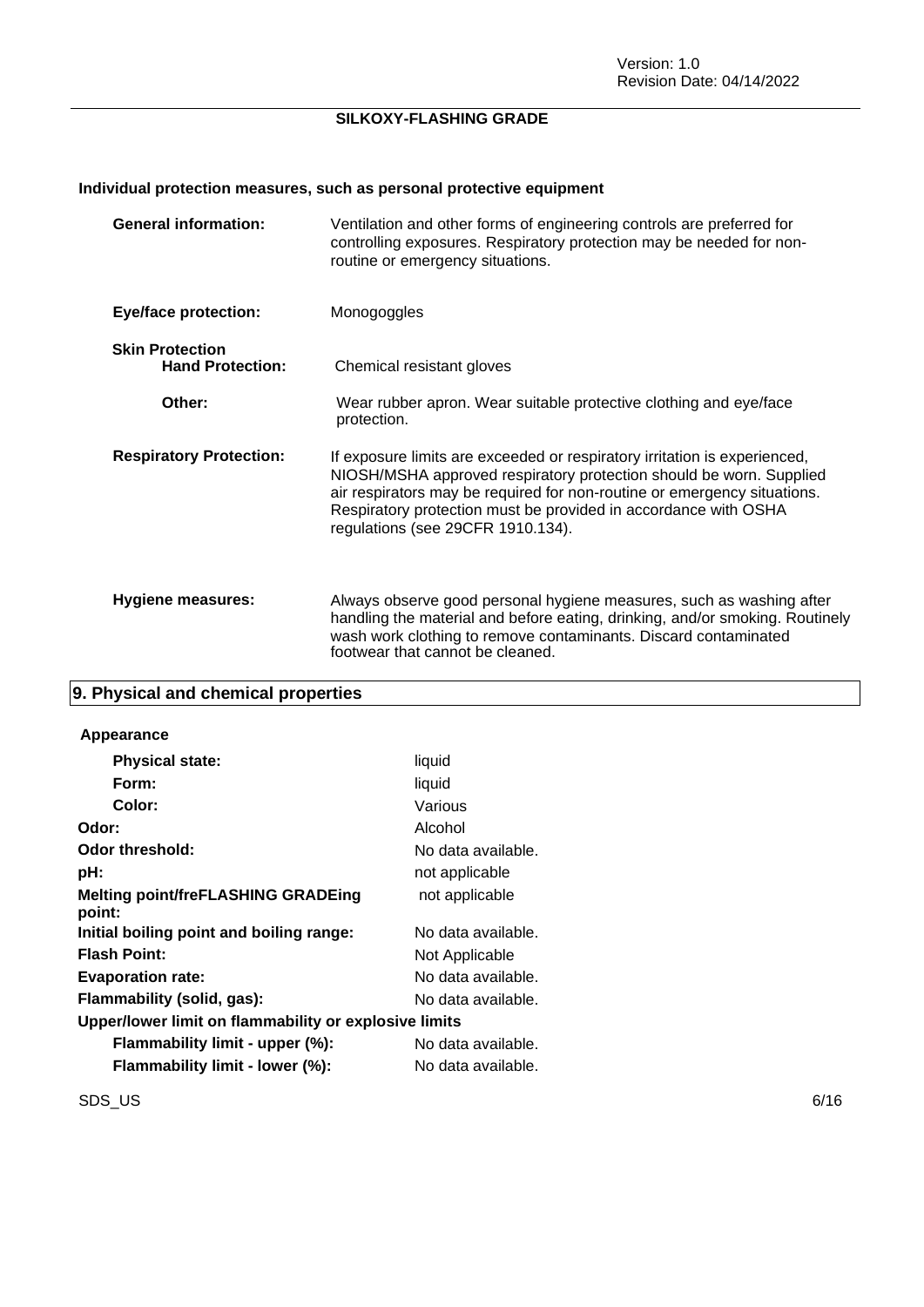### Individual protection measures, such as personal protective equipment

| | |
|---|---|
| **General information:** | Ventilation and other forms of engineering controls are preferred for controlling exposures. Respiratory protection may be needed for non-routine or emergency situations. |
| **Eye/face protection:** | Monogoggles |
| **Skin Protection** | |
| **Hand Protection:** | Chemical resistant gloves |
| **Other:** | Wear rubber apron. Wear suitable protective clothing and eye/face protection. |
| **Respiratory Protection:** | If exposure limits are exceeded or respiratory irritation is experienced, NIOSH/MSHA approved respiratory protection should be worn. Supplied air respirators may be required for non-routine or emergency situations. Respiratory protection must be provided in accordance with OSHA regulations (see 29CFR 1910.134). |
| **Hygiene measures:** | Always observe good personal hygiene measures, such as washing after handling the material and before eating, drinking, and/or smoking. Routinely wash work clothing to remove contaminants. Discard contaminated footwear that cannot be cleaned. |

## 9. Physical and chemical properties

| | |
|---|---|
| **Appearance** | |
| **Physical state:** | liquid |
| **Form:** | liquid |
| **Color:** | Various |
| **Odor:** | Alcohol |
| **Odor threshold:** | No data available. |
| **pH:** | not applicable |
| **Melting point/freFLASHING GRADEing point:** | not applicable |
| **Initial boiling point and boiling range:** | No data available. |
| **Flash Point:** | Not Applicable |
| **Evaporation rate:** | No data available. |
| **Flammability (solid, gas):** | No data available. |
| **Upper/lower limit on flammability or explosive limits** | |
| **Flammability limit - upper (%):** | No data available. |
| **Flammability limit - lower (%):** | No data available. |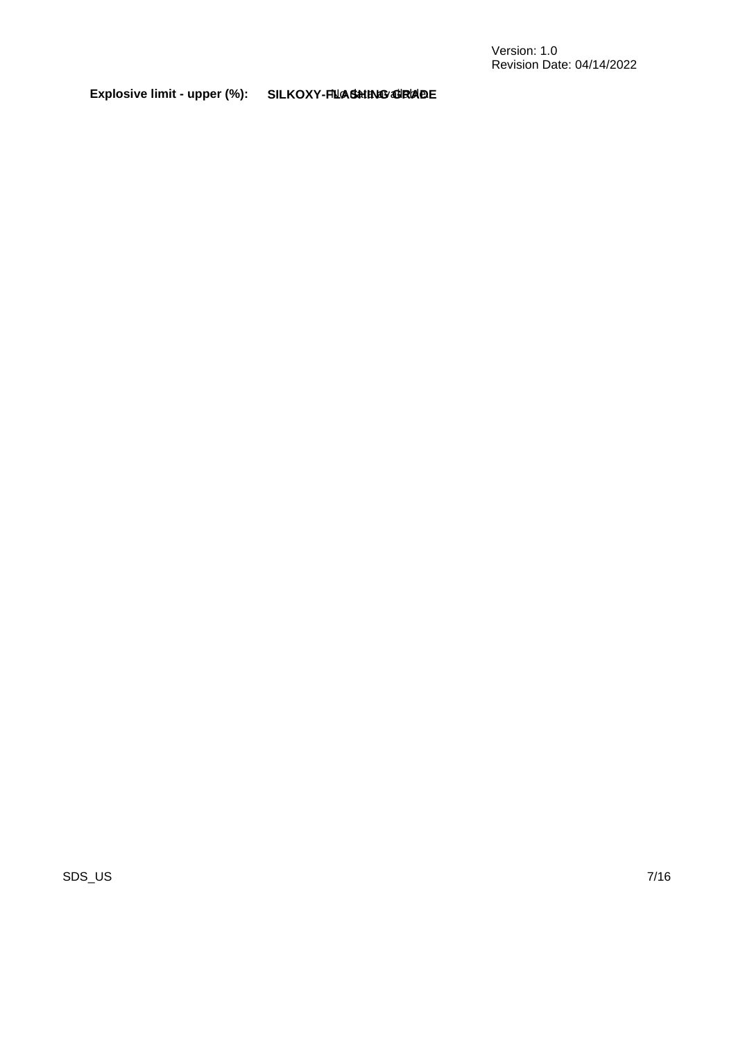**Explosive limit - upper (%):** No data available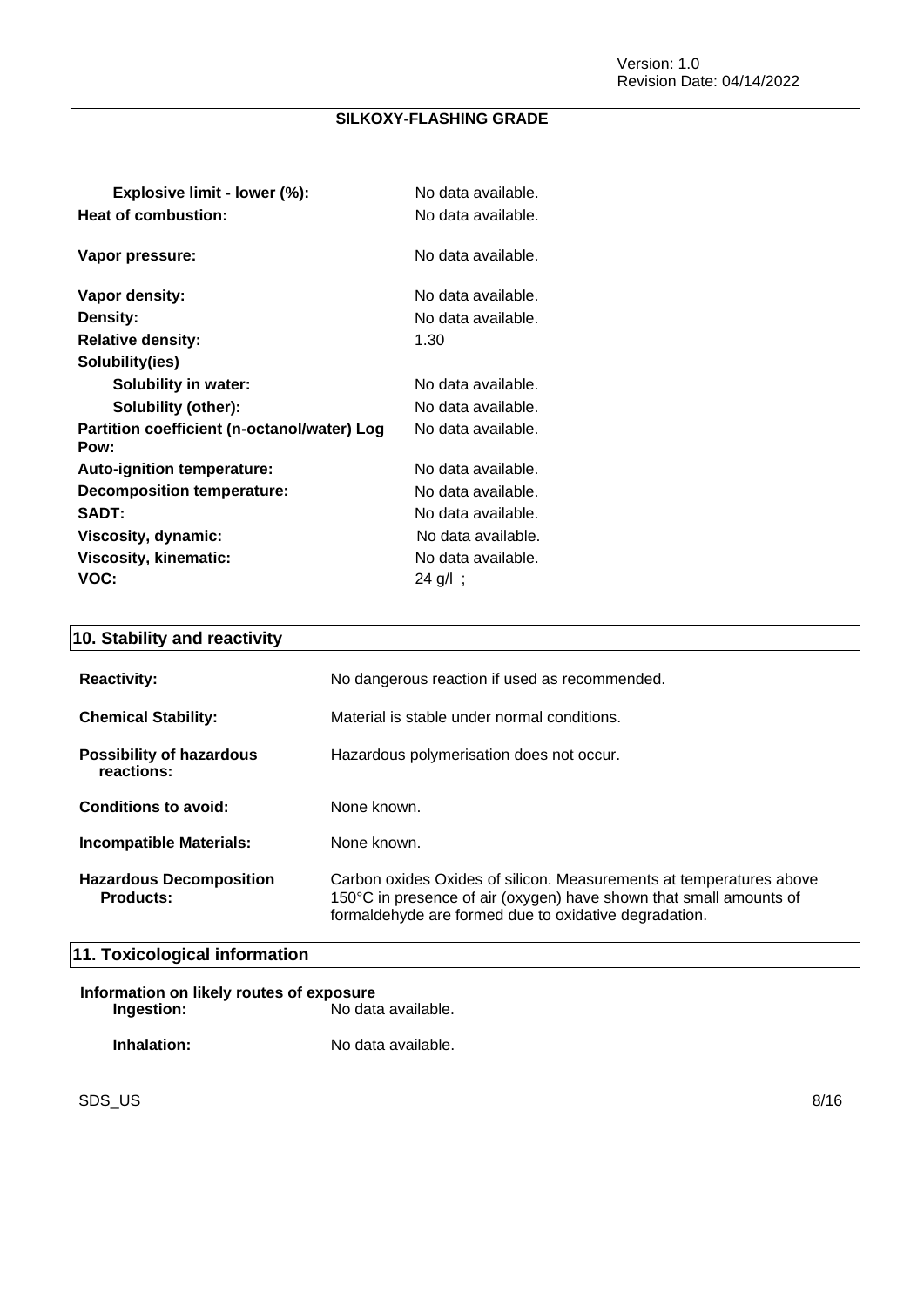| | |
|---|---|
| **Explosive limit - lower (%):** | No data available. |
| **Heat of combustion:** | No data available. |
| **Vapor pressure:** | No data available. |
| **Vapor density:** | No data available. |
| **Density:** | No data available. |
| **Relative density:** | 1.30 |
| **Solubility(ies)** | |
| **Solubility in water:** | No data available. |
| **Solubility (other):** | No data available. |
| **Partition coefficient (n-octanol/water) Log Pow:** | No data available. |
| **Auto-ignition temperature:** | No data available. |
| **Decomposition temperature:** | No data available. |
| **SADT:** | No data available. |
| **Viscosity, dynamic:** | No data available. |
| **Viscosity, kinematic:** | No data available. |
| **VOC:** | 24 g/l ; |

## 10. Stability and reactivity

| | |
|---|---|
| **Reactivity:** | No dangerous reaction if used as recommended. |
| **Chemical Stability:** | Material is stable under normal conditions. |
| **Possibility of hazardous reactions:** | Hazardous polymerisation does not occur. |
| **Conditions to avoid:** | None known. |
| **Incompatible Materials:** | None known. |
| **Hazardous Decomposition Products:** | Carbon oxides Oxides of silicon. Measurements at temperatures above 150°C in presence of air (oxygen) have shown that small amounts of formaldehyde are formed due to oxidative degradation. |

## 11. Toxicological information

**Information on likely routes of exposure**

| | |
|---|---|
| **Ingestion:** | No data available. |
| **Inhalation:** | No data available. |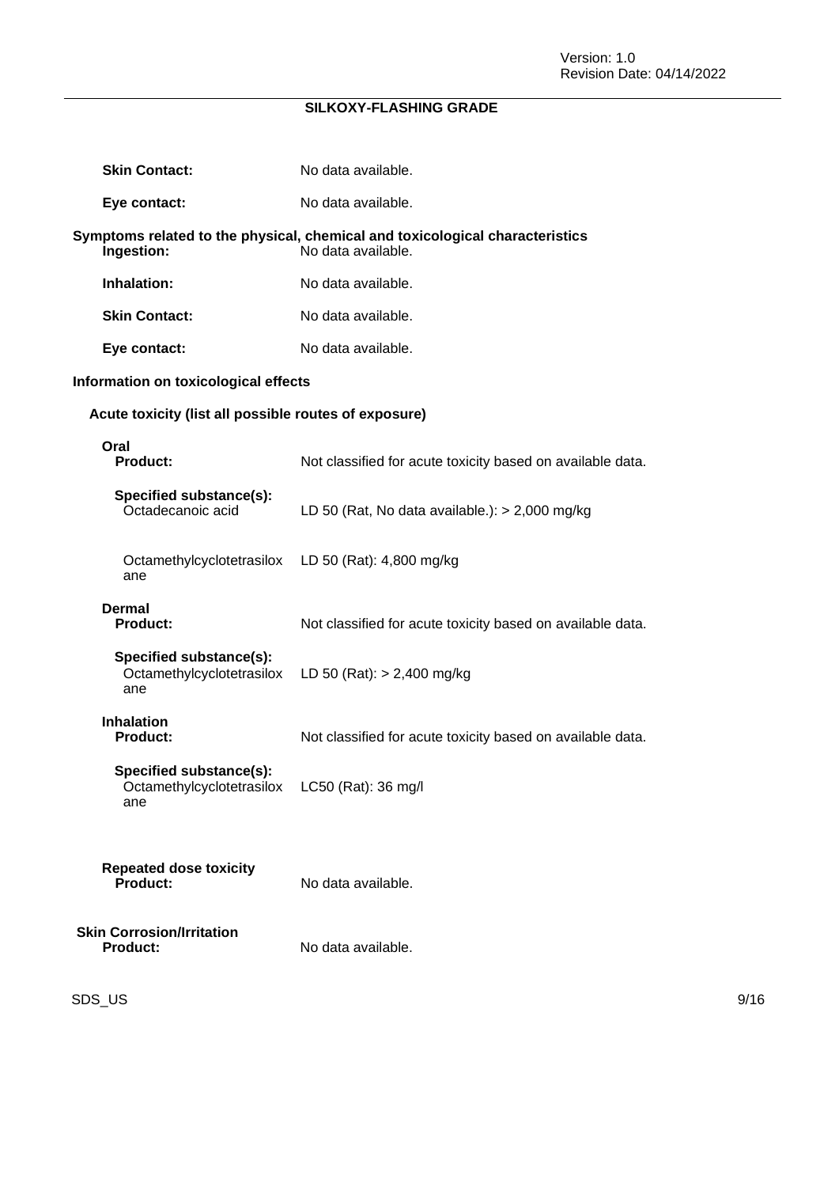**Skin Contact:** No data available.

**Eye contact:** No data available.

**Symptoms related to the physical, chemical and toxicological characteristics**

**Ingestion:** No data available.

**Inhalation:** No data available.

**Skin Contact:** No data available.

**Eye contact:** No data available.

**Information on toxicological effects**

**Acute toxicity (list all possible routes of exposure)**

**Oral**

**Product:** Not classified for acute toxicity based on available data.

**Specified substance(s):**

| | |
|---|---|
| Octadecanoic acid | LD 50 (Rat, No data available.): > 2,000 mg/kg |
| Octamethylcyclotetrasiloxane | LD 50 (Rat): 4,800 mg/kg |

**Dermal**

**Product:** Not classified for acute toxicity based on available data.

**Specified substance(s):**

| | |
|---|---|
| Octamethylcyclotetrasiloxane | LD 50 (Rat): > 2,400 mg/kg |

**Inhalation**

**Product:** Not classified for acute toxicity based on available data.

**Specified substance(s):**

| | |
|---|---|
| Octamethylcyclotetrasiloxane | LC50 (Rat): 36 mg/l |

**Repeated dose toxicity**

**Product:** No data available.

**Skin Corrosion/Irritation**

**Product:** No data available.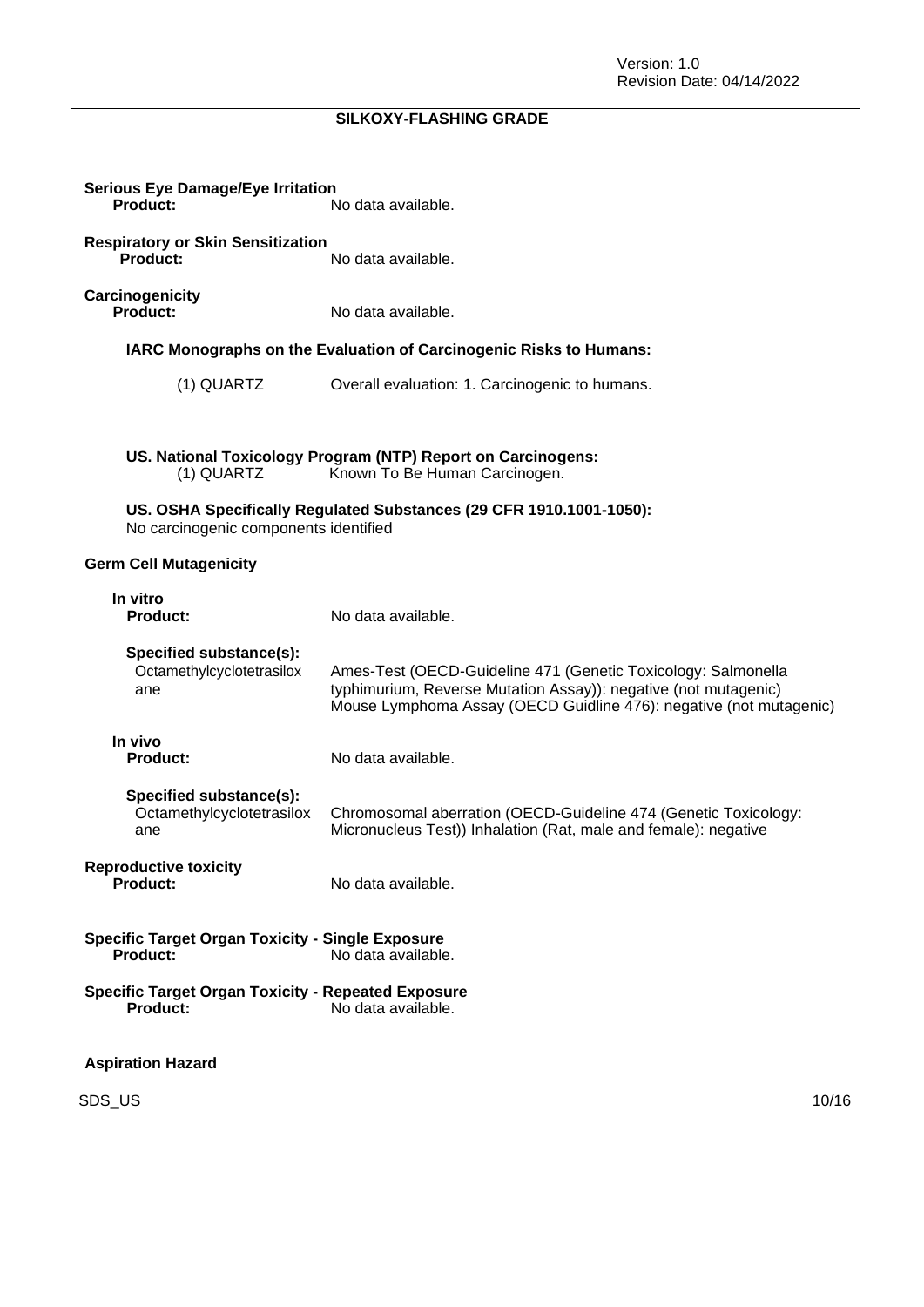**Serious Eye Damage/Eye Irritation**

**Product:** No data available.

**Respiratory or Skin Sensitization**

**Product:** No data available.

**Carcinogenicity**

**Product:** No data available.

**IARC Monographs on the Evaluation of Carcinogenic Risks to Humans:**

(1) QUARTZ Overall evaluation: 1. Carcinogenic to humans.

**US. National Toxicology Program (NTP) Report on Carcinogens:**

(1) QUARTZ Known To Be Human Carcinogen.

**US. OSHA Specifically Regulated Substances (29 CFR 1910.1001-1050):**

No carcinogenic components identified

**Germ Cell Mutagenicity**

**In vitro**

**Product:** No data available.

**Specified substance(s):**

Octamethylcyclotetrasiloxane: Ames-Test (OECD-Guideline 471 (Genetic Toxicology: Salmonella typhimurium, Reverse Mutation Assay)): negative (not mutagenic)
Mouse Lymphoma Assay (OECD Guidline 476): negative (not mutagenic)

**In vivo**

**Product:** No data available.

**Specified substance(s):**

Octamethylcyclotetrasiloxane: Chromosomal aberration (OECD-Guideline 474 (Genetic Toxicology: Micronucleus Test)) Inhalation (Rat, male and female): negative

**Reproductive toxicity**

**Product:** No data available.

**Specific Target Organ Toxicity - Single Exposure**

**Product:** No data available.

**Specific Target Organ Toxicity - Repeated Exposure**

**Product:** No data available.

**Aspiration Hazard**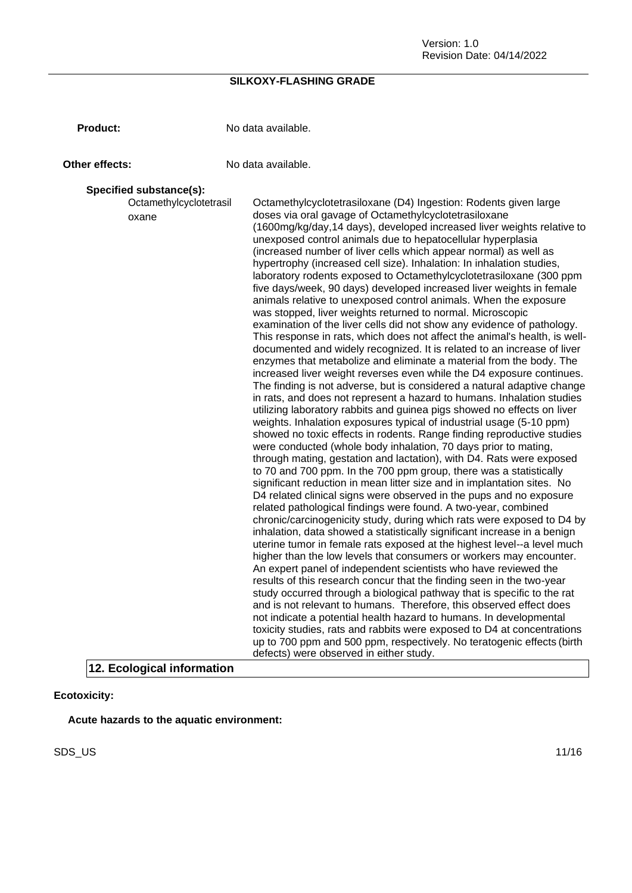**Product:** No data available.

**Other effects:** No data available.

**Specified substance(s):**

Octamethylcyclotetrasiloxane

Octamethylcyclotetrasiloxane (D4) Ingestion: Rodents given large doses via oral gavage of Octamethylcyclotetrasiloxane (1600mg/kg/day,14 days), developed increased liver weights relative to unexposed control animals due to hepatocellular hyperplasia (increased number of liver cells which appear normal) as well as hypertrophy (increased cell size). Inhalation: In inhalation studies, laboratory rodents exposed to Octamethylcyclotetrasiloxane (300 ppm five days/week, 90 days) developed increased liver weights in female animals relative to unexposed control animals. When the exposure was stopped, liver weights returned to normal. Microscopic examination of the liver cells did not show any evidence of pathology. This response in rats, which does not affect the animal's health, is well-documented and widely recognized. It is related to an increase of liver enzymes that metabolize and eliminate a material from the body. The increased liver weight reverses even while the D4 exposure continues. The finding is not adverse, but is considered a natural adaptive change in rats, and does not represent a hazard to humans. Inhalation studies utilizing laboratory rabbits and guinea pigs showed no effects on liver weights. Inhalation exposures typical of industrial usage (5-10 ppm) showed no toxic effects in rodents. Range finding reproductive studies were conducted (whole body inhalation, 70 days prior to mating, through mating, gestation and lactation), with D4. Rats were exposed to 70 and 700 ppm. In the 700 ppm group, there was a statistically significant reduction in mean litter size and in implantation sites. No D4 related clinical signs were observed in the pups and no exposure related pathological findings were found. A two-year, combined chronic/carcinogenicity study, during which rats were exposed to D4 by inhalation, data showed a statistically significant increase in a benign uterine tumor in female rats exposed at the highest level--a level much higher than the low levels that consumers or workers may encounter. An expert panel of independent scientists who have reviewed the results of this research concur that the finding seen in the two-year study occurred through a biological pathway that is specific to the rat and is not relevant to humans. Therefore, this observed effect does not indicate a potential health hazard to humans. In developmental toxicity studies, rats and rabbits were exposed to D4 at concentrations up to 700 ppm and 500 ppm, respectively. No teratogenic effects (birth defects) were observed in either study.

## 12. Ecological information

**Ecotoxicity:**

**Acute hazards to the aquatic environment:**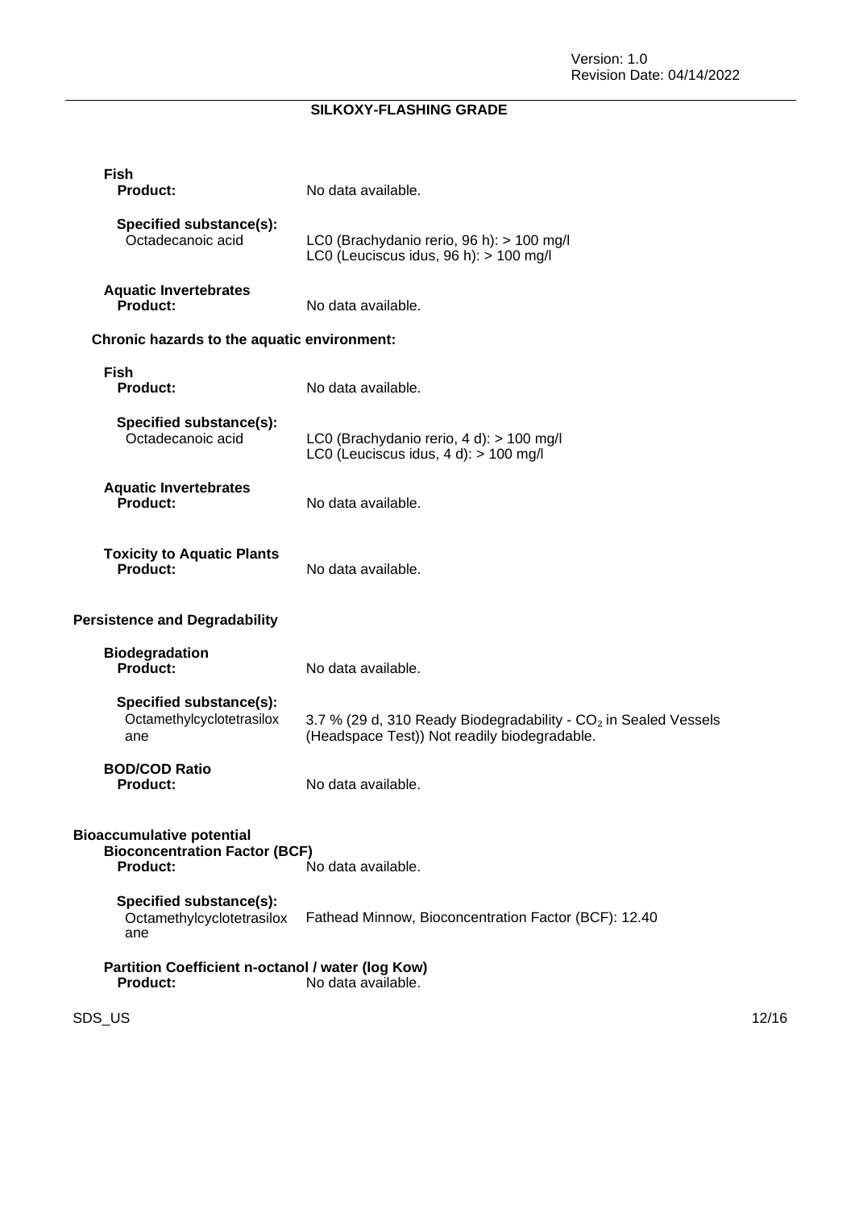**Fish**

**Product:** No data available.

**Specified substance(s):**

Octadecanoic acid — LC0 (Brachydanio rerio, 96 h): > 100 mg/l
LC0 (Leuciscus idus, 96 h): > 100 mg/l

**Aquatic Invertebrates**

**Product:** No data available.

### Chronic hazards to the aquatic environment:

**Fish**

**Product:** No data available.

**Specified substance(s):**

Octadecanoic acid — LC0 (Brachydanio rerio, 4 d): > 100 mg/l
LC0 (Leuciscus idus, 4 d): > 100 mg/l

**Aquatic Invertebrates**

**Product:** No data available.

**Toxicity to Aquatic Plants**

**Product:** No data available.

### Persistence and Degradability

**Biodegradation**

**Product:** No data available.

**Specified substance(s):**

Octamethylcyclotetrasiloxane — 3.7 % (29 d, 310 Ready Biodegradability - $CO_2$ in Sealed Vessels (Headspace Test)) Not readily biodegradable.

**BOD/COD Ratio**

**Product:** No data available.

### Bioaccumulative potential

**Bioconcentration Factor (BCF)**

**Product:** No data available.

**Specified substance(s):**

Octamethylcyclotetrasiloxane — Fathead Minnow, Bioconcentration Factor (BCF): 12.40

**Partition Coefficient n-octanol / water (log Kow)**

**Product:** No data available.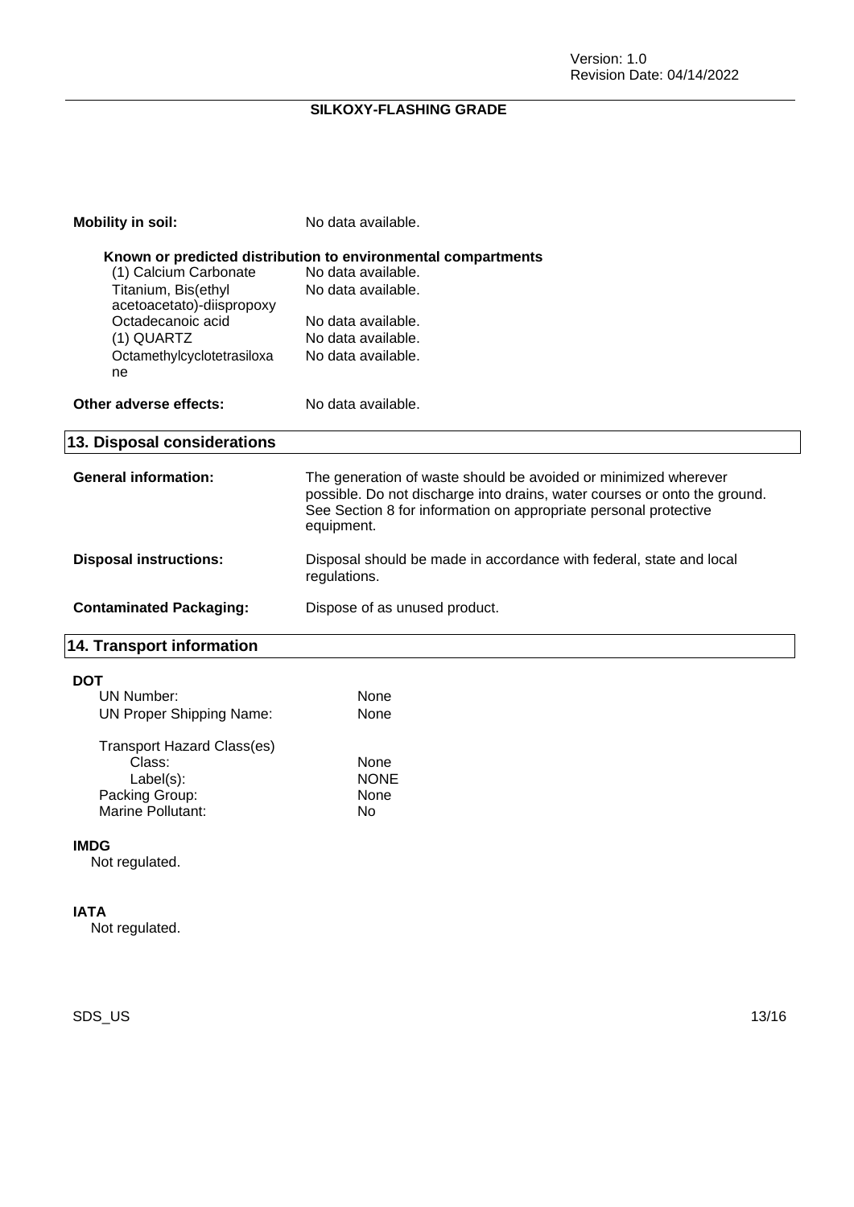**Mobility in soil:** No data available.

**Known or predicted distribution to environmental compartments**

| | |
|---|---|
| (1) Calcium Carbonate | No data available. |
| Titanium, Bis(ethyl acetoacetato)-diispropoxy | No data available. |
| Octadecanoic acid | No data available. |
| (1) QUARTZ | No data available. |
| Octamethylcyclotetrasiloxane | No data available. |

**Other adverse effects:** No data available.

## 13. Disposal considerations

**General information:** The generation of waste should be avoided or minimized wherever possible. Do not discharge into drains, water courses or onto the ground. See Section 8 for information on appropriate personal protective equipment.

**Disposal instructions:** Disposal should be made in accordance with federal, state and local regulations.

**Contaminated Packaging:** Dispose of as unused product.

## 14. Transport information

**DOT**

| | |
|---|---|
| UN Number: | None |
| UN Proper Shipping Name: | None |
| Transport Hazard Class(es) | |
| Class: | None |
| Label(s): | NONE |
| Packing Group: | None |
| Marine Pollutant: | No |

**IMDG**

Not regulated.

**IATA**

Not regulated.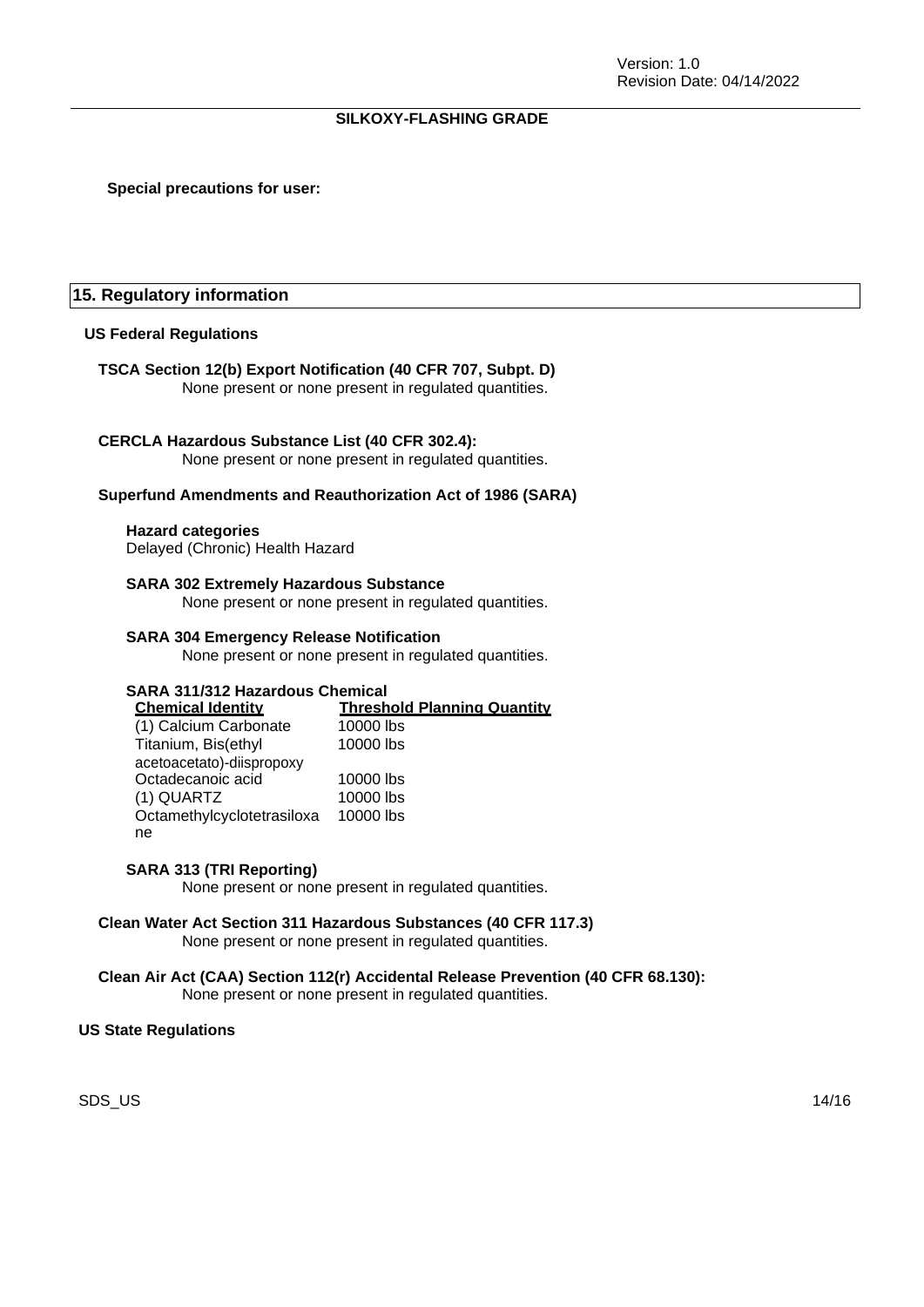**Special precautions for user:**

## 15. Regulatory information

### US Federal Regulations

**TSCA Section 12(b) Export Notification (40 CFR 707, Subpt. D)**
None present or none present in regulated quantities.

**CERCLA Hazardous Substance List (40 CFR 302.4):**
None present or none present in regulated quantities.

**Superfund Amendments and Reauthorization Act of 1986 (SARA)**

**Hazard categories**
Delayed (Chronic) Health Hazard

**SARA 302 Extremely Hazardous Substance**
None present or none present in regulated quantities.

**SARA 304 Emergency Release Notification**
None present or none present in regulated quantities.

**SARA 311/312 Hazardous Chemical**

| Chemical Identity | Threshold Planning Quantity |
| --- | --- |
| (1) Calcium Carbonate | 10000 lbs |
| Titanium, Bis(ethyl acetoacetato)-diispropoxy | 10000 lbs |
| Octadecanoic acid | 10000 lbs |
| (1) QUARTZ | 10000 lbs |
| Octamethylcyclotetrasiloxane | 10000 lbs |

**SARA 313 (TRI Reporting)**
None present or none present in regulated quantities.

**Clean Water Act Section 311 Hazardous Substances (40 CFR 117.3)**
None present or none present in regulated quantities.

**Clean Air Act (CAA) Section 112(r) Accidental Release Prevention (40 CFR 68.130):**
None present or none present in regulated quantities.

### US State Regulations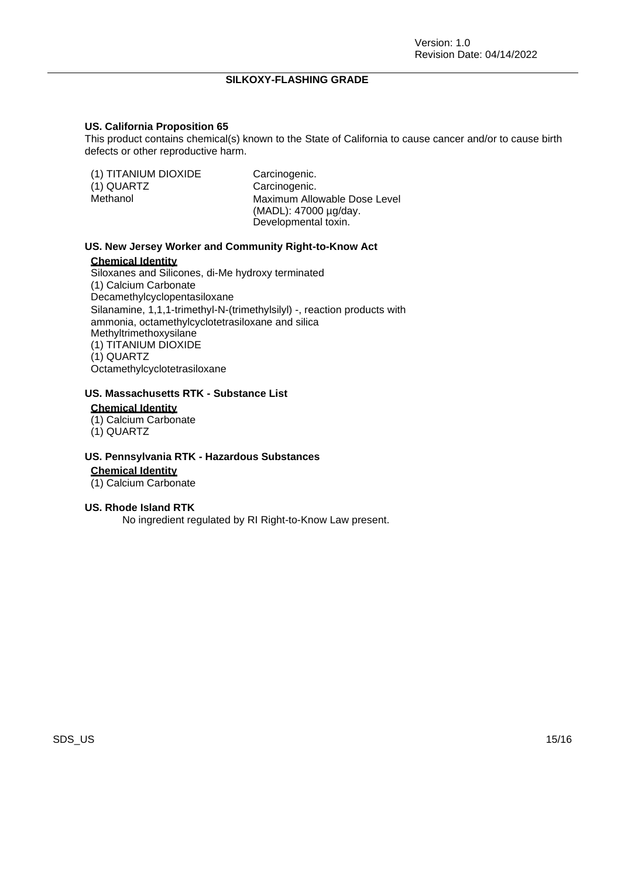### US. California Proposition 65

This product contains chemical(s) known to the State of California to cause cancer and/or to cause birth defects or other reproductive harm.

| | |
|---|---|
| (1) TITANIUM DIOXIDE | Carcinogenic. |
| (1) QUARTZ | Carcinogenic. |
| Methanol | Maximum Allowable Dose Level (MADL): 47000 µg/day. Developmental toxin. |

### US. New Jersey Worker and Community Right-to-Know Act

**Chemical Identity**

Siloxanes and Silicones, di-Me hydroxy terminated
(1) Calcium Carbonate
Decamethylcyclopentasiloxane
Silanamine, 1,1,1-trimethyl-N-(trimethylsilyl) -, reaction products with ammonia, octamethylcyclotetrasiloxane and silica
Methyltrimethoxysilane
(1) TITANIUM DIOXIDE
(1) QUARTZ
Octamethylcyclotetrasiloxane

### US. Massachusetts RTK - Substance List

**Chemical Identity**

(1) Calcium Carbonate
(1) QUARTZ

### US. Pennsylvania RTK - Hazardous Substances

**Chemical Identity**

(1) Calcium Carbonate

### US. Rhode Island RTK

No ingredient regulated by RI Right-to-Know Law present.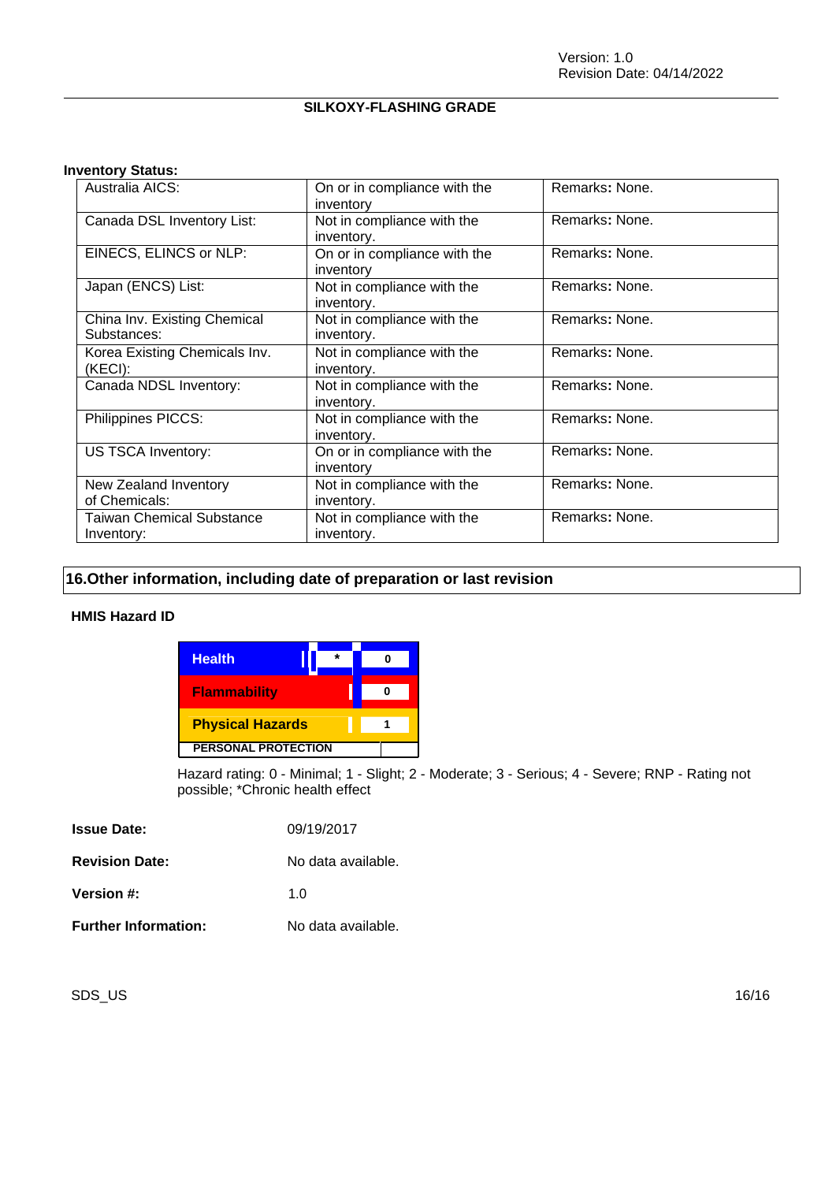**Inventory Status:**

| | | |
|---|---|---|
| Australia AICS: | On or in compliance with the inventory | Remarks: None. |
| Canada DSL Inventory List: | Not in compliance with the inventory. | Remarks: None. |
| EINECS, ELINCS or NLP: | On or in compliance with the inventory | Remarks: None. |
| Japan (ENCS) List: | Not in compliance with the inventory. | Remarks: None. |
| China Inv. Existing Chemical Substances: | Not in compliance with the inventory. | Remarks: None. |
| Korea Existing Chemicals Inv. (KECI): | Not in compliance with the inventory. | Remarks: None. |
| Canada NDSL Inventory: | Not in compliance with the inventory. | Remarks: None. |
| Philippines PICCS: | Not in compliance with the inventory. | Remarks: None. |
| US TSCA Inventory: | On or in compliance with the inventory | Remarks: None. |
| New Zealand Inventory of Chemicals: | Not in compliance with the inventory. | Remarks: None. |
| Taiwan Chemical Substance Inventory: | Not in compliance with the inventory. | Remarks: None. |

## 16.Other information, including date of preparation or last revision

**HMIS Hazard ID**

| | | |
|---|---|---|
| Health | * | 0 |
| Flammability | | 0 |
| Physical Hazards | | 1 |
| PERSONAL PROTECTION | | |

Hazard rating: 0 - Minimal; 1 - Slight; 2 - Moderate; 3 - Serious; 4 - Severe; RNP - Rating not possible; *Chronic health effect

**Issue Date:** 09/19/2017

**Revision Date:** No data available.

**Version #:** 1.0

**Further Information:** No data available.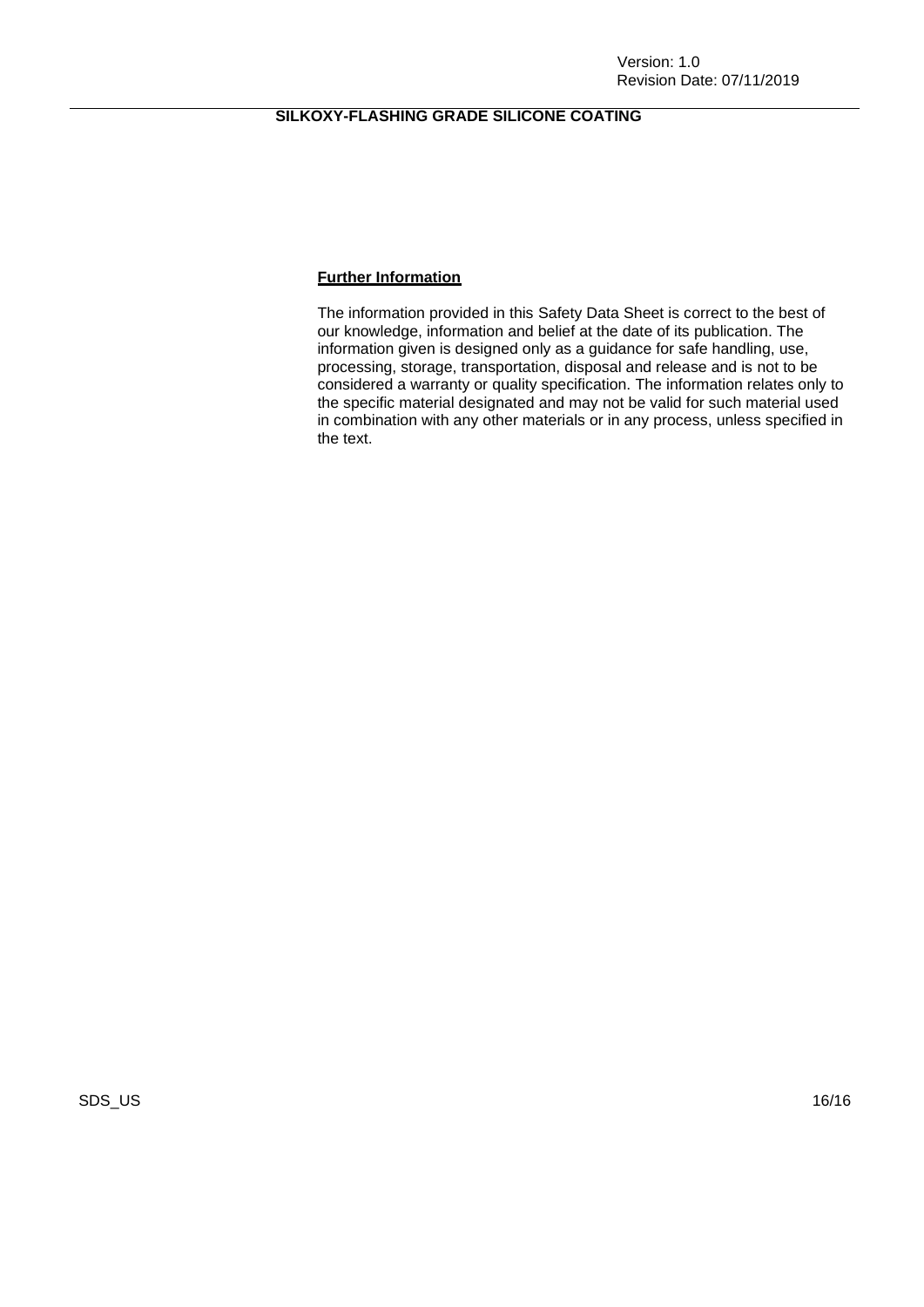**Further Information**

The information provided in this Safety Data Sheet is correct to the best of our knowledge, information and belief at the date of its publication. The information given is designed only as a guidance for safe handling, use, processing, storage, transportation, disposal and release and is not to be considered a warranty or quality specification. The information relates only to the specific material designated and may not be valid for such material used in combination with any other materials or in any process, unless specified in the text.